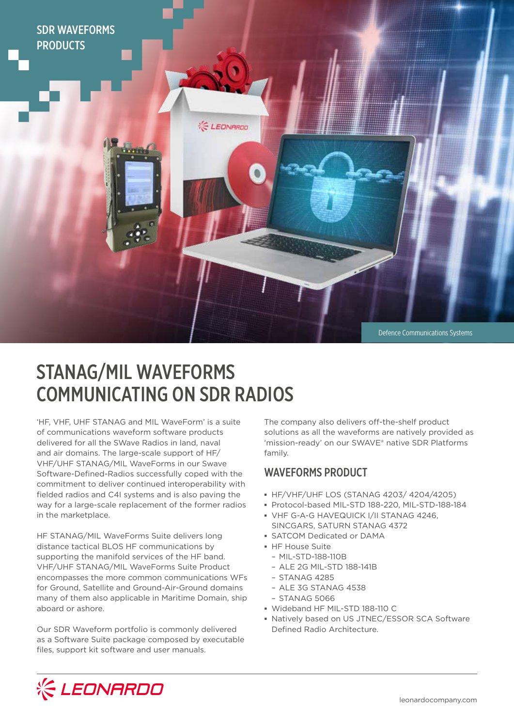SDR WAVEFORMS PRODUCTS

Defence Communications Systems

# STANAG/MIL WAVEFORMS COMMUNICATING ON SDR RADIOS

'HF, VHF, UHF STANAG and MIL WaveForm' is a suite of communications waveform software products delivered for all the SWave Radios in land, naval and air domains. The large-scale support of HF/VHF/UHF STANAG/MIL WaveForms in our Swave Software-Defined-Radios successfully coped with the commitment to deliver continued interoperability with fielded radios and C4I systems and is also paving the way for a large-scale replacement of the former radios in the marketplace.

HF STANAG/MIL WaveForms Suite delivers long distance tactical BLOS HF communications by supporting the manifold services of the HF band. VHF/UHF STANAG/MIL WaveForms Suite Product encompasses the more common communications WFs for Ground, Satellite and Ground-Air-Ground domains many of them also applicable in Maritime Domain, ship aboard or ashore.

Our SDR Waveform portfolio is commonly delivered as a Software Suite package composed by executable files, support kit software and user manuals.

The company also delivers off-the-shelf product solutions as all the waveforms are natively provided as 'mission-ready' on our SWAVE® native SDR Platforms family.

## WAVEFORMS PRODUCT

- HF/VHF/UHF LOS (STANAG 4203/ 4204/4205)
- Protocol-based MIL-STD 188-220, MIL-STD-188-184
- VHF G-A-G HAVEQUICK I/II STANAG 4246, SINCGARS, SATURN STANAG 4372
- SATCOM Dedicated or DAMA
- HF House Suite
  - MIL-STD-188-110B
  - ALE 2G MIL-STD 188-141B
  - STANAG 4285
  - ALE 3G STANAG 4538
  - STANAG 5066
- Wideband HF MIL-STD 188-110 C
- Natively based on US JTNEC/ESSOR SCA Software Defined Radio Architecture.

LEONARDO

leonardocompany.com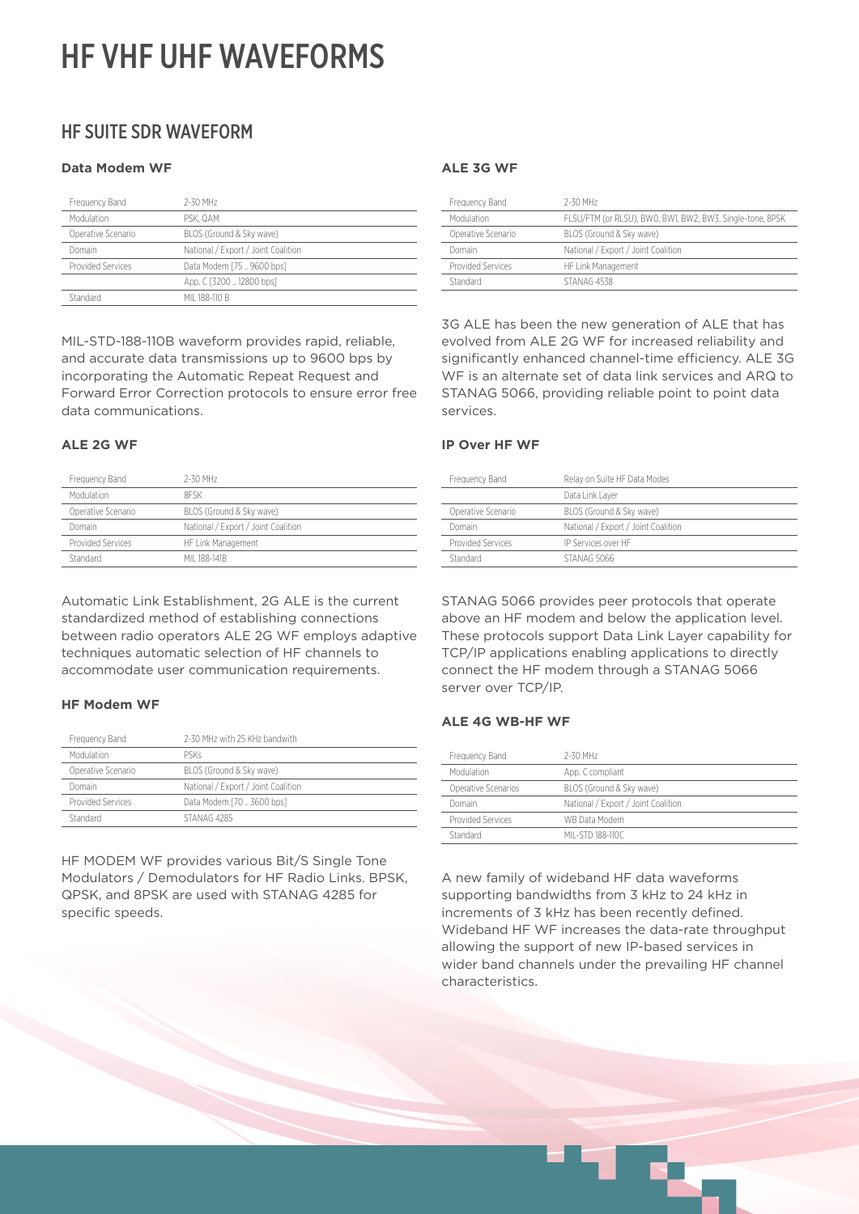# HF VHF UHF WAVEFORMS

## HF SUITE SDR WAVEFORM

### Data Modem WF

| | |
|---|---|
| Frequency Band | 2-30 MHz |
| Modulation | PSK, QAM |
| Operative Scenario | BLOS (Ground & Sky wave) |
| Domain | National / Export / Joint Coalition |
| Provided Services | Data Modem [75 .. 9600 bps] |
| | App. C [3200 .. 12800 bps] |
| Standard | MIL 188-110 B |

MIL-STD-188-110B waveform provides rapid, reliable, and accurate data transmissions up to 9600 bps by incorporating the Automatic Repeat Request and Forward Error Correction protocols to ensure error free data communications.

### ALE 2G WF

| | |
|---|---|
| Frequency Band | 2-30 MHz |
| Modulation | 8FSK |
| Operative Scenario | BLOS (Ground & Sky wave) |
| Domain | National / Export / Joint Coalition |
| Provided Services | HF Link Management |
| Standard | MIL 188-141B |

Automatic Link Establishment, 2G ALE is the current standardized method of establishing connections between radio operators ALE 2G WF employs adaptive techniques automatic selection of HF channels to accommodate user communication requirements.

### HF Modem WF

| | |
|---|---|
| Frequency Band | 2-30 MHz with 25 KHz bandwith |
| Modulation | PSKs |
| Operative Scenario | BLOS (Ground & Sky wave) |
| Domain | National / Export / Joint Coalition |
| Provided Services | Data Modem [70 .. 3600 bps] |
| Standard | STANAG 4285 |

HF MODEM WF provides various Bit/S Single Tone Modulators / Demodulators for HF Radio Links. BPSK, QPSK, and 8PSK are used with STANAG 4285 for specific speeds.

### ALE 3G WF

| | |
|---|---|
| Frequency Band | 2-30 MHz |
| Modulation | FLSU/FTM (or RLSU), BW0, BW1, BW2, BW3, Single-tone, 8PSK |
| Operative Scenario | BLOS (Ground & Sky wave) |
| Domain | National / Export / Joint Coalition |
| Provided Services | HF Link Management |
| Standard | STANAG 4538 |

3G ALE has been the new generation of ALE that has evolved from ALE 2G WF for increased reliability and significantly enhanced channel-time efficiency. ALE 3G WF is an alternate set of data link services and ARQ to STANAG 5066, providing reliable point to point data services.

### IP Over HF WF

| | |
|---|---|
| Frequency Band | Relay on Suite HF Data Modes |
| | Data Link Layer |
| Operative Scenario | BLOS (Ground & Sky wave) |
| Domain | National / Export / Joint Coalition |
| Provided Services | IP Services over HF |
| Standard | STANAG 5066 |

STANAG 5066 provides peer protocols that operate above an HF modem and below the application level. These protocols support Data Link Layer capability for TCP/IP applications enabling applications to directly connect the HF modem through a STANAG 5066 server over TCP/IP.

### ALE 4G WB-HF WF

| | |
|---|---|
| Frequency Band | 2-30 MHz |
| Modulation | App. C compliant |
| Operative Scenarios | BLOS (Ground & Sky wave) |
| Domain | National / Export / Joint Coalition |
| Provided Services | WB Data Modem |
| Standard | MIL-STD 188-110C |

A new family of wideband HF data waveforms supporting bandwidths from 3 kHz to 24 kHz in increments of 3 kHz has been recently defined. Wideband HF WF increases the data-rate throughput allowing the support of new IP-based services in wider band channels under the prevailing HF channel characteristics.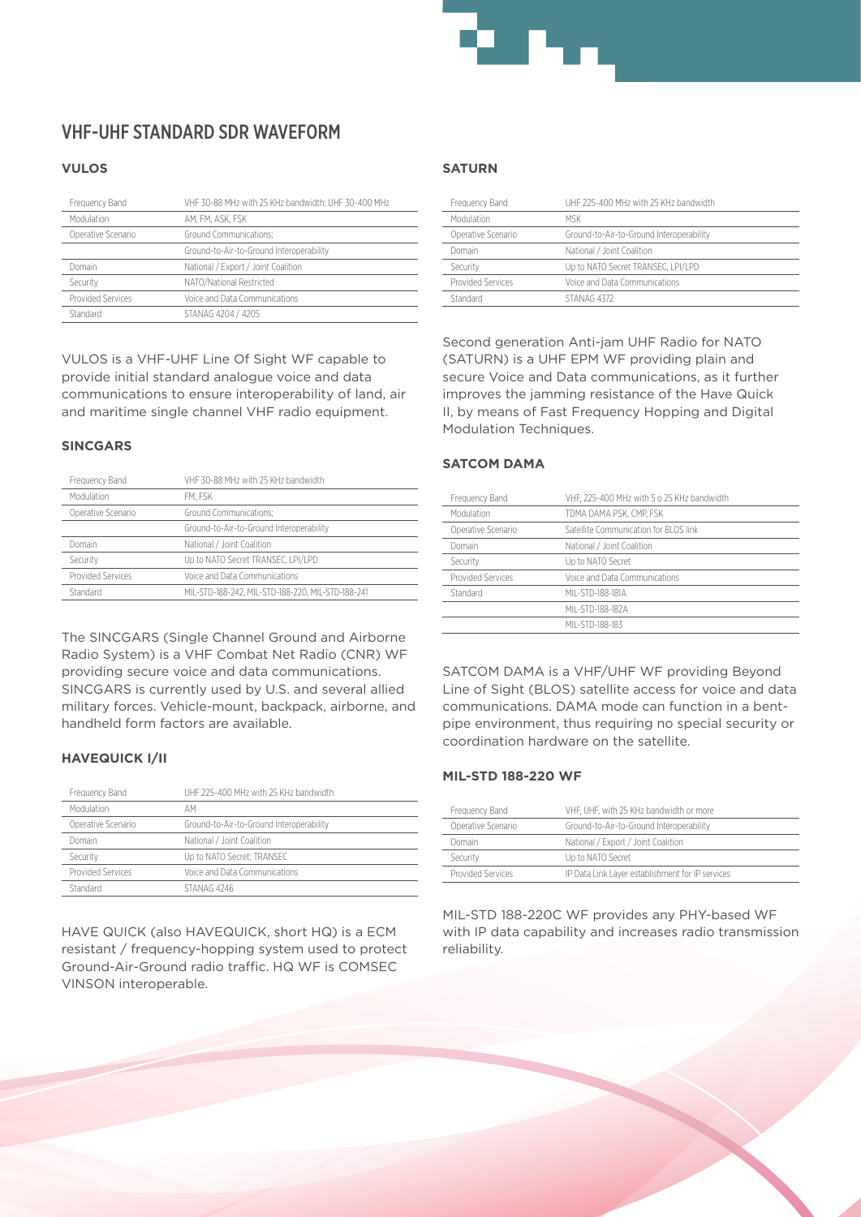# VHF-UHF STANDARD SDR WAVEFORM

### VULOS

| Frequency Band | VHF 30-88 MHz with 25 KHz bandwidth; UHF 30-400 MHz |
|---|---|
| Modulation | AM, FM, ASK, FSK |
| Operative Scenario | Ground Communications; |
| | Ground-to-Air-to-Ground Interoperability |
| Domain | National / Export / Joint Coalition |
| Security | NATO/National Restricted |
| Provided Services | Voice and Data Communications |
| Standard | STANAG 4204 / 4205 |

VULOS is a VHF-UHF Line Of Sight WF capable to provide initial standard analogue voice and data communications to ensure interoperability of land, air and maritime single channel VHF radio equipment.

### SINCGARS

| Frequency Band | VHF 30-88 MHz with 25 KHz bandwidth |
|---|---|
| Modulation | FM, FSK |
| Operative Scenario | Ground Communications; |
| | Ground-to-Air-to-Ground Interoperability |
| Domain | National / Joint Coalition |
| Security | Up to NATO Secret TRANSEC, LPI/LPD |
| Provided Services | Voice and Data Communications |
| Standard | MIL-STD-188-242, MIL-STD-188-220, MIL-STD-188-241 |

The SINCGARS (Single Channel Ground and Airborne Radio System) is a VHF Combat Net Radio (CNR) WF providing secure voice and data communications. SINCGARS is currently used by U.S. and several allied military forces. Vehicle-mount, backpack, airborne, and handheld form factors are available.

### HAVEQUICK I/II

| Frequency Band | UHF 225-400 MHz with 25 KHz bandwidth |
|---|---|
| Modulation | AM |
| Operative Scenario | Ground-to-Air-to-Ground Interoperability |
| Domain | National / Joint Coalition |
| Security | Up to NATO Secret; TRANSEC |
| Provided Services | Voice and Data Communications |
| Standard | STANAG 4246 |

HAVE QUICK (also HAVEQUICK, short HQ) is a ECM resistant / frequency-hopping system used to protect Ground-Air-Ground radio traffic. HQ WF is COMSEC VINSON interoperable.

### SATURN

| Frequency Band | UHF 225-400 MHz with 25 KHz bandwidth |
|---|---|
| Modulation | MSK |
| Operative Scenario | Ground-to-Air-to-Ground Interoperability |
| Domain | National / Joint Coalition |
| Security | Up to NATO Secret TRANSEC, LPI/LPD |
| Provided Services | Voice and Data Communications |
| Standard | STANAG 4372 |

Second generation Anti-jam UHF Radio for NATO (SATURN) is a UHF EPM WF providing plain and secure Voice and Data communications, as it further improves the jamming resistance of the Have Quick II, by means of Fast Frequency Hopping and Digital Modulation Techniques.

### SATCOM DAMA

| Frequency Band | VHF, 225-400 MHz with 5 o 25 KHz bandwidth |
|---|---|
| Modulation | TDMA DAMA PSK, CMP, FSK |
| Operative Scenario | Satellite Communication for BLOS link |
| Domain | National / Joint Coalition |
| Security | Up to NATO Secret |
| Provided Services | Voice and Data Communications |
| Standard | MIL-STD-188-181A |
| | MIL-STD-188-182A |
| | MIL-STD-188-183 |

SATCOM DAMA is a VHF/UHF WF providing Beyond Line of Sight (BLOS) satellite access for voice and data communications. DAMA mode can function in a bent-pipe environment, thus requiring no special security or coordination hardware on the satellite.

### MIL-STD 188-220 WF

| Frequency Band | VHF, UHF, with 25 KHz bandwidth or more |
|---|---|
| Operative Scenario | Ground-to-Air-to-Ground Interoperability |
| Domain | National / Export / Joint Coalition |
| Security | Up to NATO Secret |
| Provided Services | IP Data Link Layer establishment for IP services |

MIL-STD 188-220C WF provides any PHY-based WF with IP data capability and increases radio transmission reliability.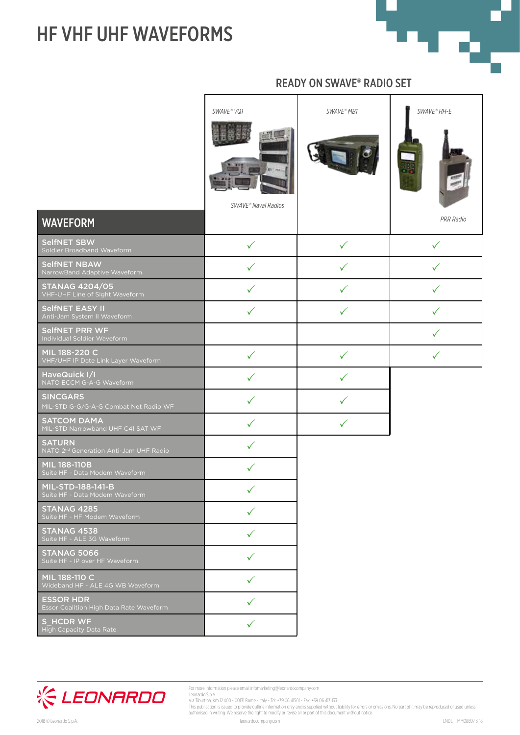# HF VHF UHF WAVEFORMS

## READY ON SWAVE® RADIO SET

| WAVEFORM | SWAVE® VQ1 / SWAVE® Naval Radios | SWAVE® MB1 | SWAVE® HH-E / PRR Radio |
|---|---|---|---|
| **SelfNET SBW** Soldier Broadband Waveform | ✓ | ✓ | ✓ |
| **SelfNET NBAW** NarrowBand Adaptive Waveform | ✓ | ✓ | ✓ |
| **STANAG 4204/05** VHF-UHF Line of Sight Waveform | ✓ | ✓ | ✓ |
| **SelfNET EASY II** Anti-Jam System II Waveform | ✓ | ✓ | ✓ |
| **SelfNET PRR WF** Individual Soldier Waveform | | | ✓ |
| **MIL 188-220 C** VHF/UHF IP Date Link Layer Waveform | ✓ | ✓ | ✓ |
| **HaveQuick I/I** NATO ECCM G-A-G Waveform | ✓ | ✓ | |
| **SINCGARS** MIL-STD G-G/G-A-G Combat Net Radio WF | ✓ | ✓ | |
| **SATCOM DAMA** MIL-STD Narrowband UHF C41 SAT WF | ✓ | ✓ | |
| **SATURN** NATO 2nd Generation Anti-Jam UHF Radio | ✓ | | |
| **MIL 188-110B** Suite HF - Data Modem Waveform | ✓ | | |
| **MIL-STD-188-141-B** Suite HF - Data Modem Waveform | ✓ | | |
| **STANAG 4285** Suite HF - HF Modem Waveform | ✓ | | |
| **STANAG 4538** Suite HF - ALE 3G Waveform | ✓ | | |
| **STANAG 5066** Suite HF - IP over HF Waveform | ✓ | | |
| **MIL 188-110 C** Wideband HF - ALE 4G WB Waveform | ✓ | | |
| **ESSOR HDR** Essor Coalition High Data Rate Waveform | ✓ | | |
| **S_HCDR WF** High Capacity Data Rate | ✓ | | |

LEONARDO

For more information please email infomarketing@leonardocompany.com

Leonardo S.p.A.
Via Tiburtina, Km 12.400 - 00131 Rome - Italy - Tel: +39 06 41501 - Fax: +39 06 4131133

This publication is issued to provide outline information only and is supplied without liability for errors or omissions. No part of it may be reproduced or used unless authorised in writing. We reserve the right to modify or revise all or part of this document without notice.

2018 © Leonardo S.p.A. leonardocompany.com LNDE MM08897 3-18